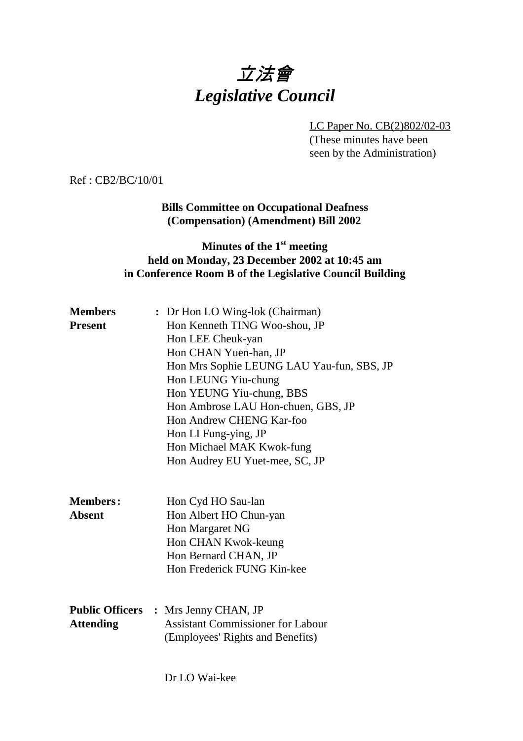# *立法會*
# *Legislative Council*

LC Paper No. CB(2)802/02-03
(These minutes have been seen by the Administration)

Ref : CB2/BC/10/01

**Bills Committee on Occupational Deafness (Compensation) (Amendment) Bill 2002**

**Minutes of the 1st meeting held on Monday, 23 December 2002 at 10:45 am in Conference Room B of the Legislative Council Building**

**Members Present** :
Dr Hon LO Wing-lok (Chairman)
Hon Kenneth TING Woo-shou, JP
Hon LEE Cheuk-yan
Hon CHAN Yuen-han, JP
Hon Mrs Sophie LEUNG LAU Yau-fun, SBS, JP
Hon LEUNG Yiu-chung
Hon YEUNG Yiu-chung, BBS
Hon Ambrose LAU Hon-chuen, GBS, JP
Hon Andrew CHENG Kar-foo
Hon LI Fung-ying, JP
Hon Michael MAK Kwok-fung
Hon Audrey EU Yuet-mee, SC, JP

**Members Absent** :
Hon Cyd HO Sau-lan
Hon Albert HO Chun-yan
Hon Margaret NG
Hon CHAN Kwok-keung
Hon Bernard CHAN, JP
Hon Frederick FUNG Kin-kee

**Public Officers Attending** :
Mrs Jenny CHAN, JP
Assistant Commissioner for Labour
(Employees' Rights and Benefits)

Dr LO Wai-kee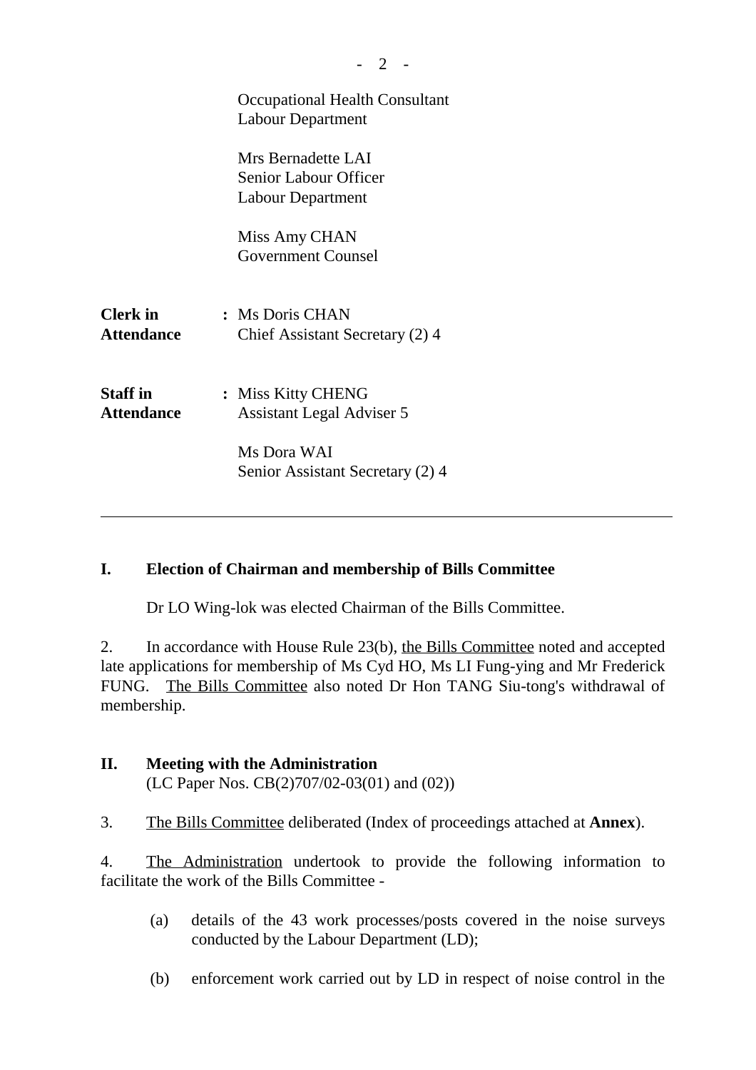Occupational Health Consultant
Labour Department

Mrs Bernadette LAI
Senior Labour Officer
Labour Department

Miss Amy CHAN
Government Counsel

**Clerk in Attendance** : Ms Doris CHAN
Chief Assistant Secretary (2) 4

**Staff in Attendance** : Miss Kitty CHENG
Assistant Legal Adviser 5

Ms Dora WAI
Senior Assistant Secretary (2) 4

---

## I. Election of Chairman and membership of Bills Committee

Dr LO Wing-lok was elected Chairman of the Bills Committee.

2. In accordance with House Rule 23(b), the Bills Committee noted and accepted late applications for membership of Ms Cyd HO, Ms LI Fung-ying and Mr Frederick FUNG. The Bills Committee also noted Dr Hon TANG Siu-tong's withdrawal of membership.

## II. Meeting with the Administration

(LC Paper Nos. CB(2)707/02-03(01) and (02))

3. The Bills Committee deliberated (Index of proceedings attached at **Annex**).

4. The Administration undertook to provide the following information to facilitate the work of the Bills Committee -

(a) details of the 43 work processes/posts covered in the noise surveys conducted by the Labour Department (LD);

(b) enforcement work carried out by LD in respect of noise control in the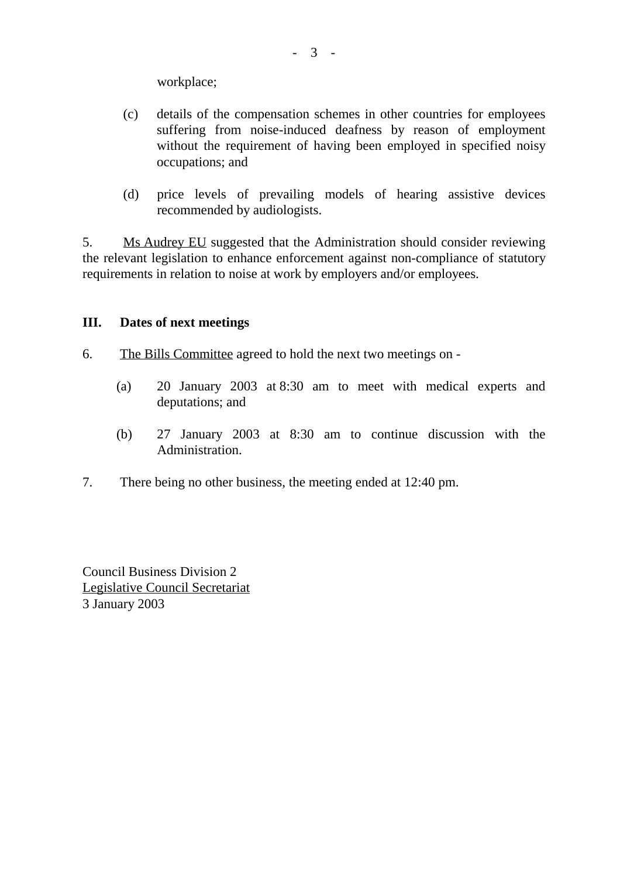workplace;

(c) details of the compensation schemes in other countries for employees suffering from noise-induced deafness by reason of employment without the requirement of having been employed in specified noisy occupations; and

(d) price levels of prevailing models of hearing assistive devices recommended by audiologists.

5. Ms Audrey EU suggested that the Administration should consider reviewing the relevant legislation to enhance enforcement against non-compliance of statutory requirements in relation to noise at work by employers and/or employees.

**III. Dates of next meetings**

6. The Bills Committee agreed to hold the next two meetings on -

(a) 20 January 2003 at 8:30 am to meet with medical experts and deputations; and

(b) 27 January 2003 at 8:30 am to continue discussion with the Administration.

7. There being no other business, the meeting ended at 12:40 pm.

Council Business Division 2
Legislative Council Secretariat
3 January 2003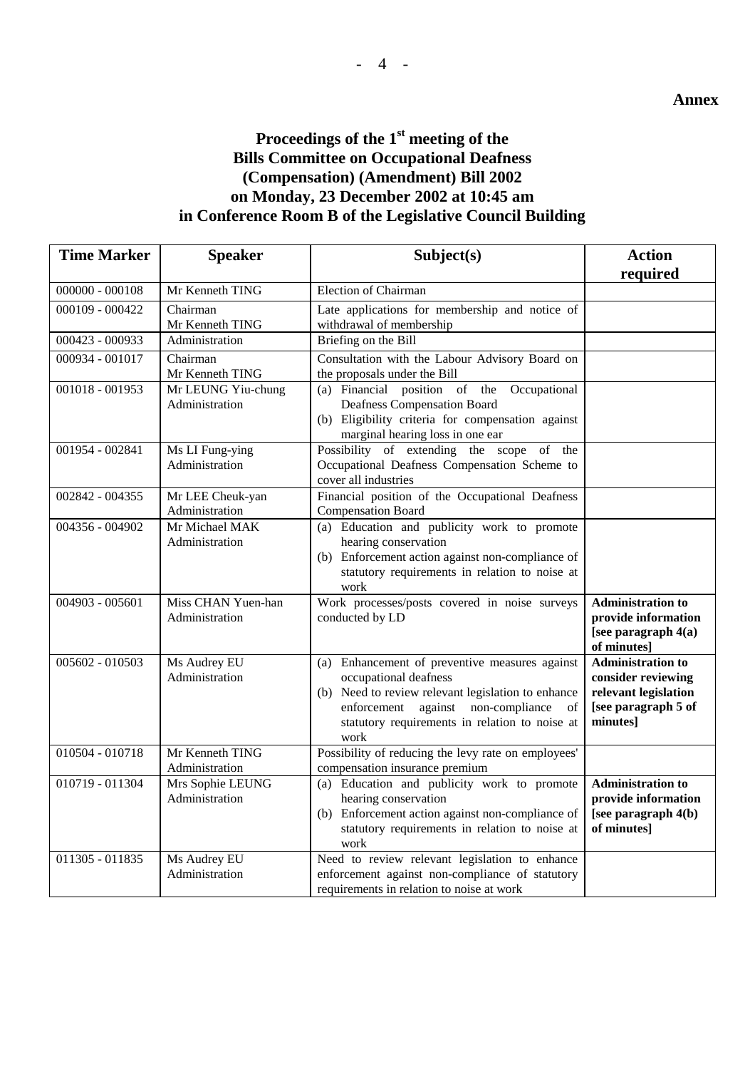**Annex**

## Proceedings of the 1st meeting of the Bills Committee on Occupational Deafness (Compensation) (Amendment) Bill 2002 on Monday, 23 December 2002 at 10:45 am in Conference Room B of the Legislative Council Building

| Time Marker | Speaker | Subject(s) | Action required |
|---|---|---|---|
| 000000 - 000108 | Mr Kenneth TING | Election of Chairman | |
| 000109 - 000422 | Chairman<br>Mr Kenneth TING | Late applications for membership and notice of withdrawal of membership | |
| 000423 - 000933 | Administration | Briefing on the Bill | |
| 000934 - 001017 | Chairman<br>Mr Kenneth TING | Consultation with the Labour Advisory Board on the proposals under the Bill | |
| 001018 - 001953 | Mr LEUNG Yiu-chung<br>Administration | (a) Financial position of the Occupational Deafness Compensation Board<br>(b) Eligibility criteria for compensation against marginal hearing loss in one ear | |
| 001954 - 002841 | Ms LI Fung-ying<br>Administration | Possibility of extending the scope of the Occupational Deafness Compensation Scheme to cover all industries | |
| 002842 - 004355 | Mr LEE Cheuk-yan<br>Administration | Financial position of the Occupational Deafness Compensation Board | |
| 004356 - 004902 | Mr Michael MAK<br>Administration | (a) Education and publicity work to promote hearing conservation<br>(b) Enforcement action against non-compliance of statutory requirements in relation to noise at work | |
| 004903 - 005601 | Miss CHAN Yuen-han<br>Administration | Work processes/posts covered in noise surveys conducted by LD | **Administration to provide information [see paragraph 4(a) of minutes]** |
| 005602 - 010503 | Ms Audrey EU<br>Administration | (a) Enhancement of preventive measures against occupational deafness<br>(b) Need to review relevant legislation to enhance enforcement against non-compliance of statutory requirements in relation to noise at work | **Administration to consider reviewing relevant legislation [see paragraph 5 of minutes]** |
| 010504 - 010718 | Mr Kenneth TING<br>Administration | Possibility of reducing the levy rate on employees' compensation insurance premium | |
| 010719 - 011304 | Mrs Sophie LEUNG<br>Administration | (a) Education and publicity work to promote hearing conservation<br>(b) Enforcement action against non-compliance of statutory requirements in relation to noise at work | **Administration to provide information [see paragraph 4(b) of minutes]** |
| 011305 - 011835 | Ms Audrey EU<br>Administration | Need to review relevant legislation to enhance enforcement against non-compliance of statutory requirements in relation to noise at work | |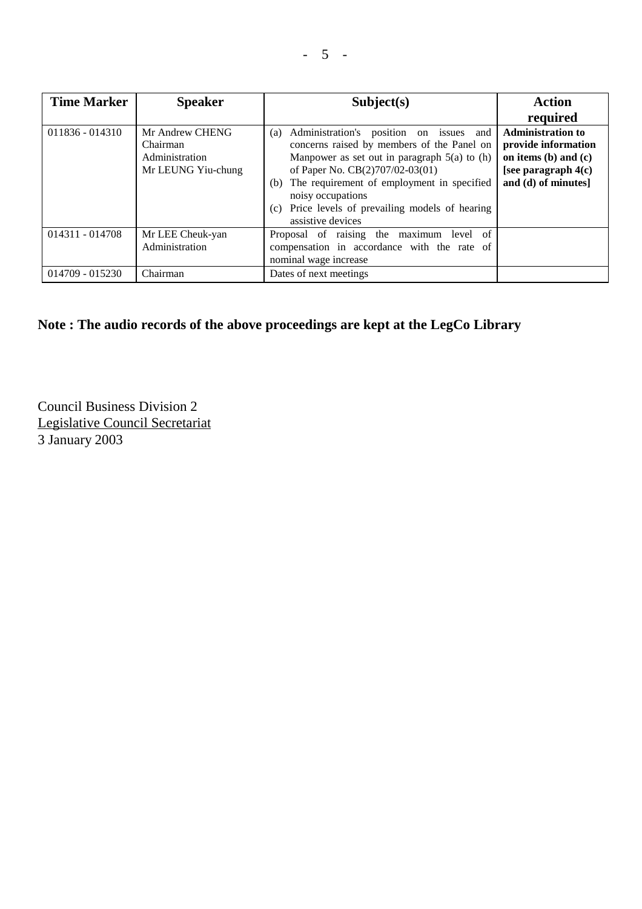| Time Marker | Speaker | Subject(s) | Action required |
|---|---|---|---|
| 011836 - 014310 | Mr Andrew CHENG<br>Chairman<br>Administration<br>Mr LEUNG Yiu-chung | (a) Administration's position on issues and concerns raised by members of the Panel on Manpower as set out in paragraph 5(a) to (h) of Paper No. CB(2)707/02-03(01)<br>(b) The requirement of employment in specified noisy occupations<br>(c) Price levels of prevailing models of hearing assistive devices | **Administration to provide information on items (b) and (c) [see paragraph 4(c) and (d) of minutes]** |
| 014311 - 014708 | Mr LEE Cheuk-yan<br>Administration | Proposal of raising the maximum level of compensation in accordance with the rate of nominal wage increase | |
| 014709 - 015230 | Chairman | Dates of next meetings | |

**Note : The audio records of the above proceedings are kept at the LegCo Library**

Council Business Division 2
Legislative Council Secretariat
3 January 2003